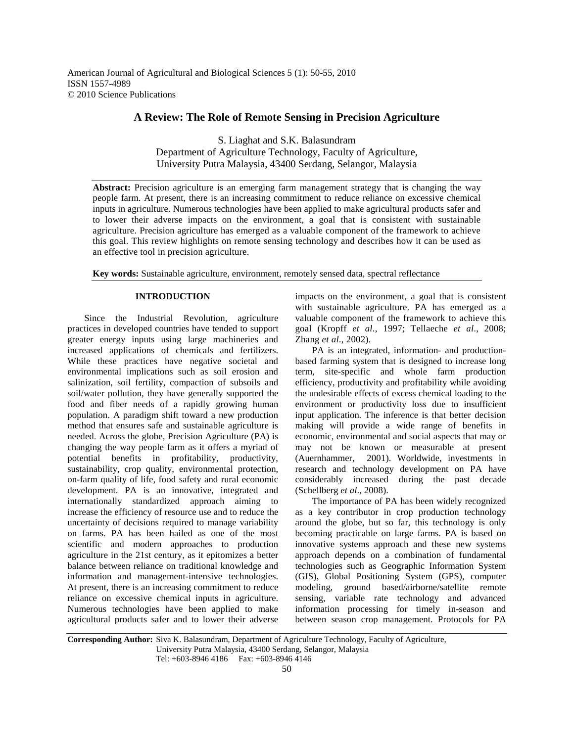American Journal of Agricultural and Biological Sciences 5 (1): 50-55, 2010
ISSN 1557-4989
© 2010 Science Publications

# A Review: The Role of Remote Sensing in Precision Agriculture

S. Liaghat and S.K. Balasundram
Department of Agriculture Technology, Faculty of Agriculture,
University Putra Malaysia, 43400 Serdang, Selangor, Malaysia

**Abstract:** Precision agriculture is an emerging farm management strategy that is changing the way people farm. At present, there is an increasing commitment to reduce reliance on excessive chemical inputs in agriculture. Numerous technologies have been applied to make agricultural products safer and to lower their adverse impacts on the environment, a goal that is consistent with sustainable agriculture. Precision agriculture has emerged as a valuable component of the framework to achieve this goal. This review highlights on remote sensing technology and describes how it can be used as an effective tool in precision agriculture.

**Key words:** Sustainable agriculture, environment, remotely sensed data, spectral reflectance

## INTRODUCTION

Since the Industrial Revolution, agriculture practices in developed countries have tended to support greater energy inputs using large machineries and increased applications of chemicals and fertilizers. While these practices have negative societal and environmental implications such as soil erosion and salinization, soil fertility, compaction of subsoils and soil/water pollution, they have generally supported the food and fiber needs of a rapidly growing human population. A paradigm shift toward a new production method that ensures safe and sustainable agriculture is needed. Across the globe, Precision Agriculture (PA) is changing the way people farm as it offers a myriad of potential benefits in profitability, productivity, sustainability, crop quality, environmental protection, on-farm quality of life, food safety and rural economic development. PA is an innovative, integrated and internationally standardized approach aiming to increase the efficiency of resource use and to reduce the uncertainty of decisions required to manage variability on farms. PA has been hailed as one of the most scientific and modern approaches to production agriculture in the 21st century, as it epitomizes a better balance between reliance on traditional knowledge and information and management-intensive technologies. At present, there is an increasing commitment to reduce reliance on excessive chemical inputs in agriculture. Numerous technologies have been applied to make agricultural products safer and to lower their adverse impacts on the environment, a goal that is consistent with sustainable agriculture. PA has emerged as a valuable component of the framework to achieve this goal (Kropff *et al*., 1997; Tellaeche *et al*., 2008; Zhang *et al*., 2002).

PA is an integrated, information- and production-based farming system that is designed to increase long term, site-specific and whole farm production efficiency, productivity and profitability while avoiding the undesirable effects of excess chemical loading to the environment or productivity loss due to insufficient input application. The inference is that better decision making will provide a wide range of benefits in economic, environmental and social aspects that may or may not be known or measurable at present (Auernhammer, 2001). Worldwide, investments in research and technology development on PA have considerably increased during the past decade (Schellberg *et al*., 2008).

The importance of PA has been widely recognized as a key contributor in crop production technology around the globe, but so far, this technology is only becoming practicable on large farms. PA is based on innovative systems approach and these new systems approach depends on a combination of fundamental technologies such as Geographic Information System (GIS), Global Positioning System (GPS), computer modeling, ground based/airborne/satellite remote sensing, variable rate technology and advanced information processing for timely in-season and between season crop management. Protocols for PA

**Corresponding Author:** Siva K. Balasundram, Department of Agriculture Technology, Faculty of Agriculture, University Putra Malaysia, 43400 Serdang, Selangor, Malaysia
Tel: +603-8946 4186 Fax: +603-8946 4146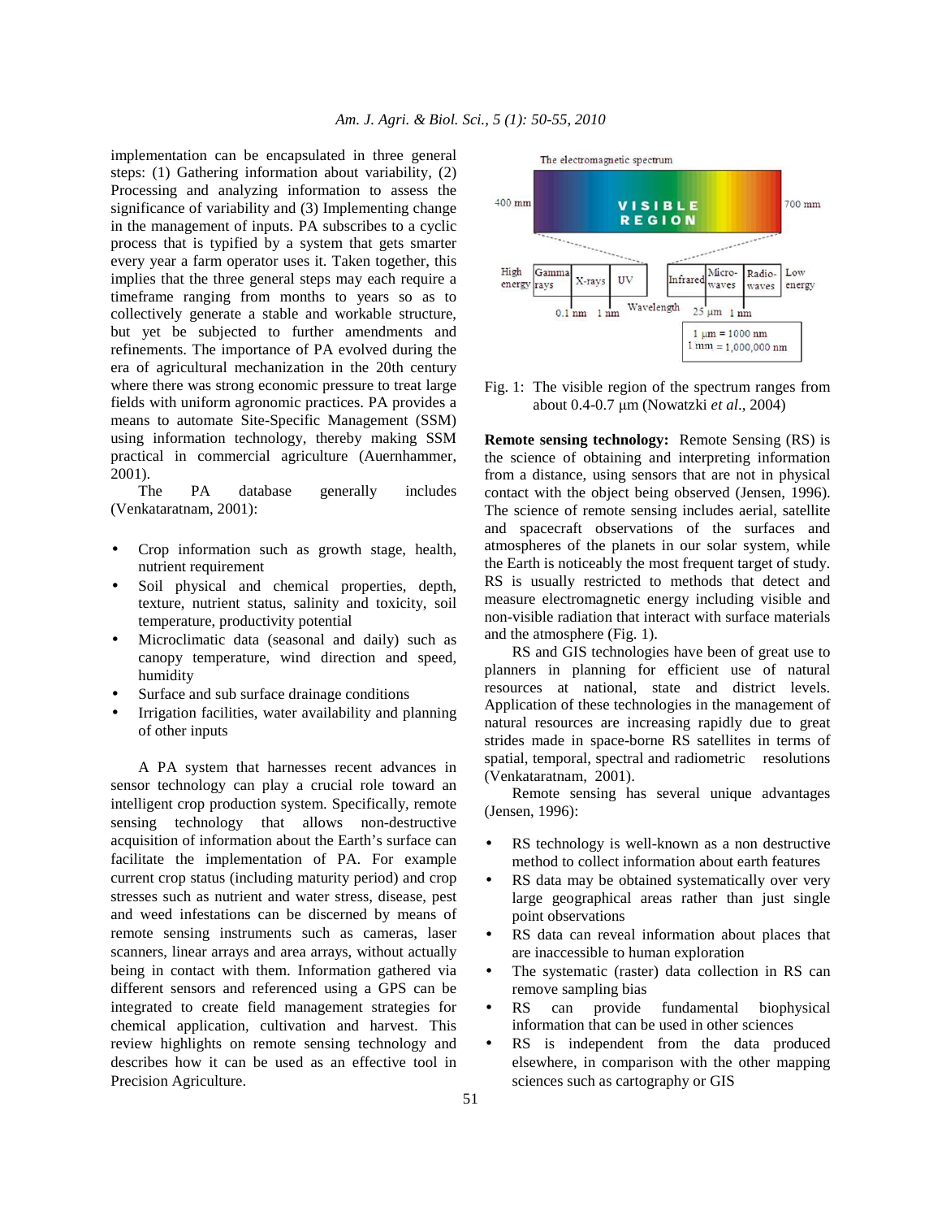implementation can be encapsulated in three general steps: (1) Gathering information about variability, (2) Processing and analyzing information to assess the significance of variability and (3) Implementing change in the management of inputs. PA subscribes to a cyclic process that is typified by a system that gets smarter every year a farm operator uses it. Taken together, this implies that the three general steps may each require a timeframe ranging from months to years so as to collectively generate a stable and workable structure, but yet be subjected to further amendments and refinements. The importance of PA evolved during the era of agricultural mechanization in the 20th century where there was strong economic pressure to treat large fields with uniform agronomic practices. PA provides a means to automate Site-Specific Management (SSM) using information technology, thereby making SSM practical in commercial agriculture (Auernhammer, 2001).

The PA database generally includes (Venkataratnam, 2001):

- Crop information such as growth stage, health, nutrient requirement
- Soil physical and chemical properties, depth, texture, nutrient status, salinity and toxicity, soil temperature, productivity potential
- Microclimatic data (seasonal and daily) such as canopy temperature, wind direction and speed, humidity
- Surface and sub surface drainage conditions
- Irrigation facilities, water availability and planning of other inputs

A PA system that harnesses recent advances in sensor technology can play a crucial role toward an intelligent crop production system. Specifically, remote sensing technology that allows non-destructive acquisition of information about the Earth's surface can facilitate the implementation of PA. For example current crop status (including maturity period) and crop stresses such as nutrient and water stress, disease, pest and weed infestations can be discerned by means of remote sensing instruments such as cameras, laser scanners, linear arrays and area arrays, without actually being in contact with them. Information gathered via different sensors and referenced using a GPS can be integrated to create field management strategies for chemical application, cultivation and harvest. This review highlights on remote sensing technology and describes how it can be used as an effective tool in Precision Agriculture.

The electromagnetic spectrum

400 mm — VISIBLE REGION — 700 mm

High energy | Gamma rays | X-rays | UV | Infrared | Micro-waves | Radio-waves | Low energy

0.1 nm  1 nm  Wavelength  25 μm  1 nm

1 μm = 1000 nm
1 mm = 1,000,000 nm

Fig. 1: The visible region of the spectrum ranges from about 0.4-0.7 μm (Nowatzki *et al*., 2004)

**Remote sensing technology:** Remote Sensing (RS) is the science of obtaining and interpreting information from a distance, using sensors that are not in physical contact with the object being observed (Jensen, 1996). The science of remote sensing includes aerial, satellite and spacecraft observations of the surfaces and atmospheres of the planets in our solar system, while the Earth is noticeably the most frequent target of study. RS is usually restricted to methods that detect and measure electromagnetic energy including visible and non-visible radiation that interact with surface materials and the atmosphere (Fig. 1).

RS and GIS technologies have been of great use to planners in planning for efficient use of natural resources at national, state and district levels. Application of these technologies in the management of natural resources are increasing rapidly due to great strides made in space-borne RS satellites in terms of spatial, temporal, spectral and radiometric resolutions (Venkataratnam, 2001).

Remote sensing has several unique advantages (Jensen, 1996):

- RS technology is well-known as a non destructive method to collect information about earth features
- RS data may be obtained systematically over very large geographical areas rather than just single point observations
- RS data can reveal information about places that are inaccessible to human exploration
- The systematic (raster) data collection in RS can remove sampling bias
- RS can provide fundamental biophysical information that can be used in other sciences
- RS is independent from the data produced elsewhere, in comparison with the other mapping sciences such as cartography or GIS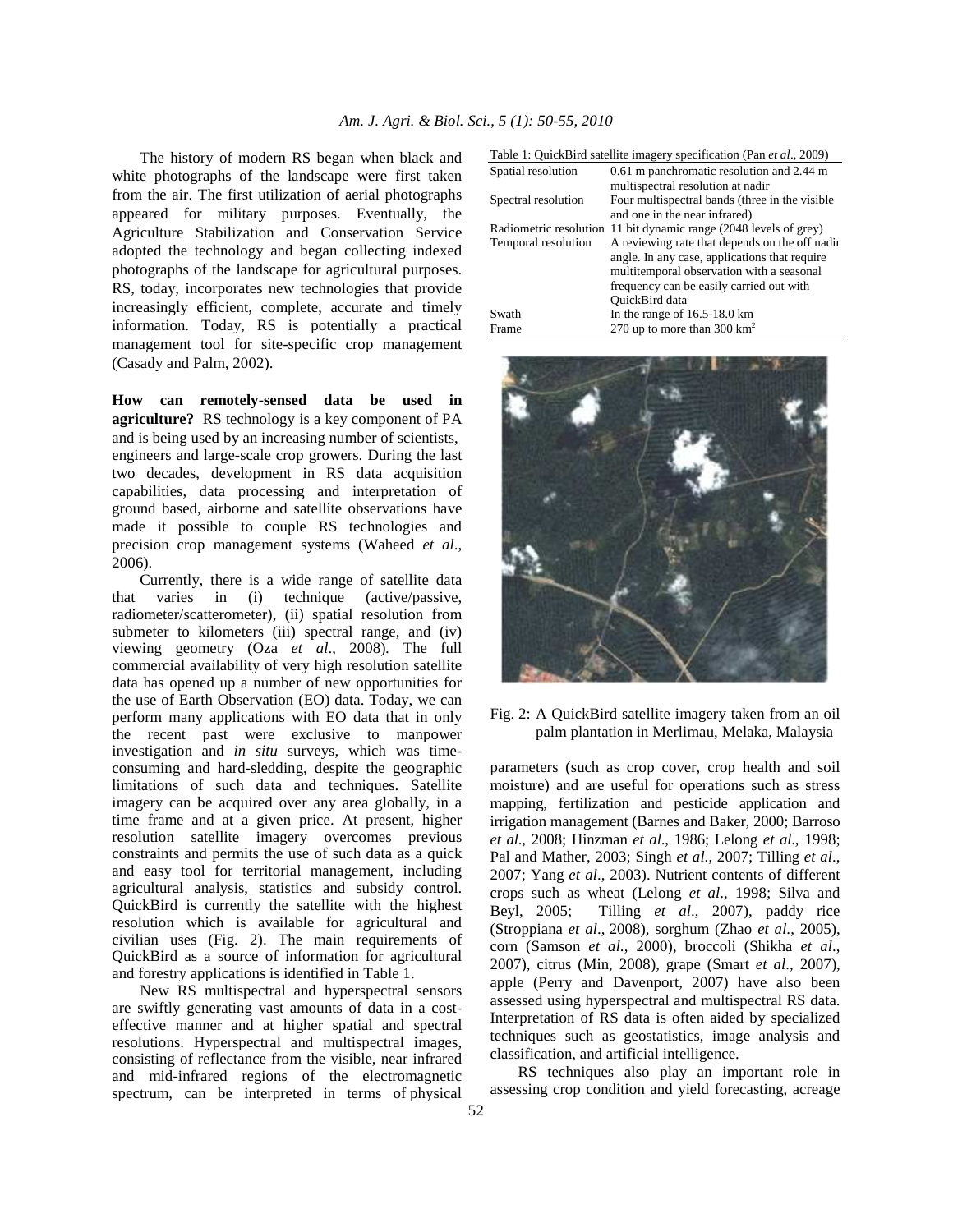The history of modern RS began when black and white photographs of the landscape were first taken from the air. The first utilization of aerial photographs appeared for military purposes. Eventually, the Agriculture Stabilization and Conservation Service adopted the technology and began collecting indexed photographs of the landscape for agricultural purposes. RS, today, incorporates new technologies that provide increasingly efficient, complete, accurate and timely information. Today, RS is potentially a practical management tool for site-specific crop management (Casady and Palm, 2002).

**How can remotely-sensed data be used in agriculture?** RS technology is a key component of PA and is being used by an increasing number of scientists, engineers and large-scale crop growers. During the last two decades, development in RS data acquisition capabilities, data processing and interpretation of ground based, airborne and satellite observations have made it possible to couple RS technologies and precision crop management systems (Waheed *et al*., 2006).

Currently, there is a wide range of satellite data that varies in (i) technique (active/passive, radiometer/scatterometer), (ii) spatial resolution from submeter to kilometers (iii) spectral range, and (iv) viewing geometry (Oza *et al*., 2008). The full commercial availability of very high resolution satellite data has opened up a number of new opportunities for the use of Earth Observation (EO) data. Today, we can perform many applications with EO data that in only the recent past were exclusive to manpower investigation and *in situ* surveys, which was time-consuming and hard-sledding, despite the geographic limitations of such data and techniques. Satellite imagery can be acquired over any area globally, in a time frame and at a given price. At present, higher resolution satellite imagery overcomes previous constraints and permits the use of such data as a quick and easy tool for territorial management, including agricultural analysis, statistics and subsidy control. QuickBird is currently the satellite with the highest resolution which is available for agricultural and civilian uses (Fig. 2). The main requirements of QuickBird as a source of information for agricultural and forestry applications is identified in Table 1.

New RS multispectral and hyperspectral sensors are swiftly generating vast amounts of data in a cost-effective manner and at higher spatial and spectral resolutions. Hyperspectral and multispectral images, consisting of reflectance from the visible, near infrared and mid-infrared regions of the electromagnetic spectrum, can be interpreted in terms of physical parameters (such as crop cover, crop health and soil moisture) and are useful for operations such as stress mapping, fertilization and pesticide application and irrigation management (Barnes and Baker, 2000; Barroso *et al*., 2008; Hinzman *et al*., 1986; Lelong *et al*., 1998; Pal and Mather, 2003; Singh *et al*., 2007; Tilling *et al*., 2007; Yang *et al*., 2003). Nutrient contents of different crops such as wheat (Lelong *et al*., 1998; Silva and Beyl, 2005; Tilling *et al*., 2007), paddy rice (Stroppiana *et al*., 2008), sorghum (Zhao *et al*., 2005), corn (Samson *et al*., 2000), broccoli (Shikha *et al*., 2007), citrus (Min, 2008), grape (Smart *et al*., 2007), apple (Perry and Davenport, 2007) have also been assessed using hyperspectral and multispectral RS data. Interpretation of RS data is often aided by specialized techniques such as geostatistics, image analysis and classification, and artificial intelligence.

RS techniques also play an important role in assessing crop condition and yield forecasting, acreage

Table 1: QuickBird satellite imagery specification (Pan *et al*., 2009)

| | |
|---|---|
| Spatial resolution | 0.61 m panchromatic resolution and 2.44 m multispectral resolution at nadir |
| Spectral resolution | Four multispectral bands (three in the visible and one in the near infrared) |
| Radiometric resolution | 11 bit dynamic range (2048 levels of grey) |
| Temporal resolution | A reviewing rate that depends on the off nadir angle. In any case, applications that require multitemporal observation with a seasonal frequency can be easily carried out with QuickBird data |
| Swath | In the range of 16.5-18.0 km |
| Frame | 270 up to more than 300 km$^2$ |

Fig. 2: A QuickBird satellite imagery taken from an oil palm plantation in Merlimau, Melaka, Malaysia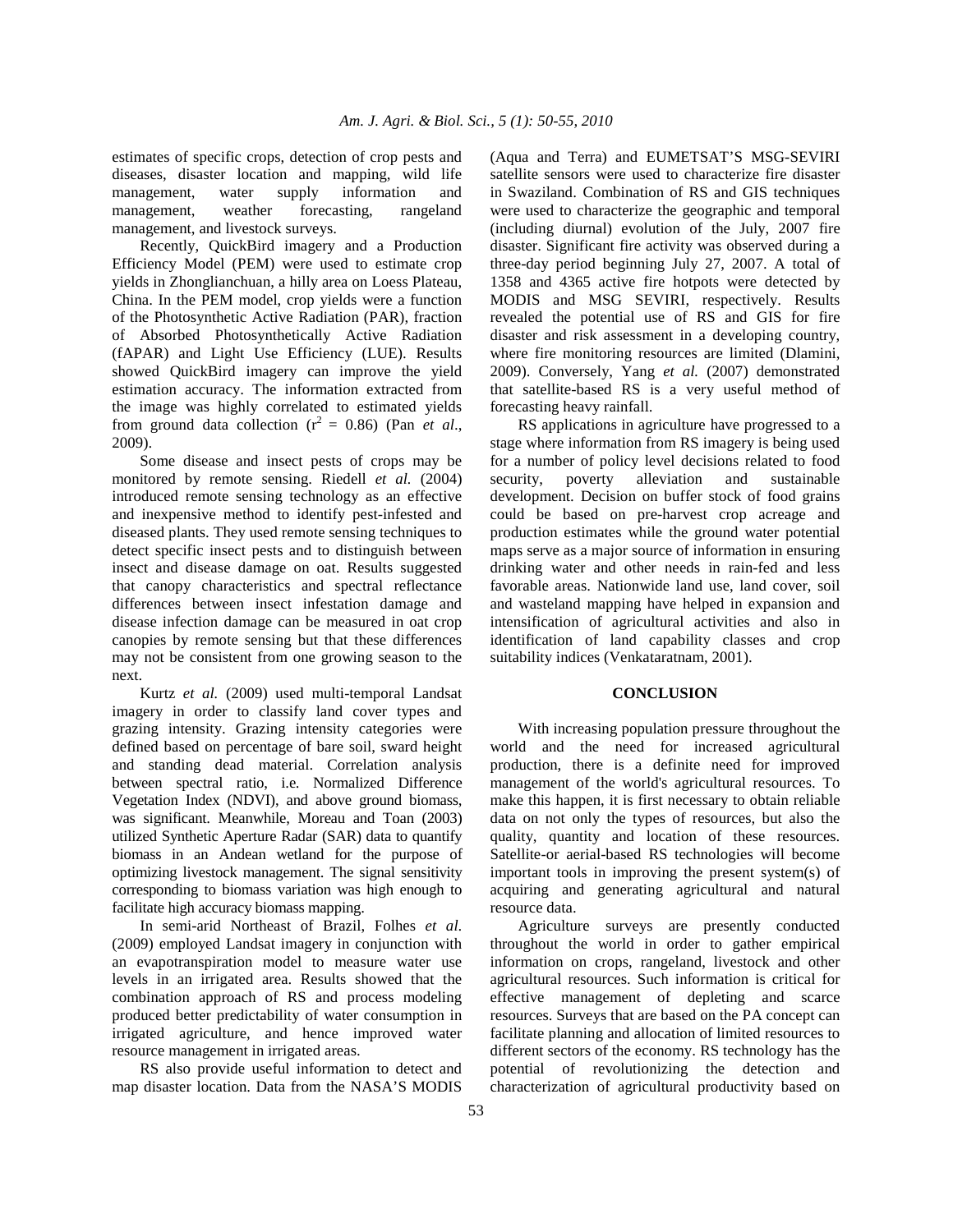estimates of specific crops, detection of crop pests and diseases, disaster location and mapping, wild life management, water supply information and management, weather forecasting, rangeland management, and livestock surveys.

Recently, QuickBird imagery and a Production Efficiency Model (PEM) were used to estimate crop yields in Zhonglianchuan, a hilly area on Loess Plateau, China. In the PEM model, crop yields were a function of the Photosynthetic Active Radiation (PAR), fraction of Absorbed Photosynthetically Active Radiation (fAPAR) and Light Use Efficiency (LUE). Results showed QuickBird imagery can improve the yield estimation accuracy. The information extracted from the image was highly correlated to estimated yields from ground data collection ($r^2 = 0.86$) (Pan *et al*., 2009).

Some disease and insect pests of crops may be monitored by remote sensing. Riedell *et al.* (2004) introduced remote sensing technology as an effective and inexpensive method to identify pest-infested and diseased plants. They used remote sensing techniques to detect specific insect pests and to distinguish between insect and disease damage on oat. Results suggested that canopy characteristics and spectral reflectance differences between insect infestation damage and disease infection damage can be measured in oat crop canopies by remote sensing but that these differences may not be consistent from one growing season to the next.

Kurtz *et al.* (2009) used multi-temporal Landsat imagery in order to classify land cover types and grazing intensity. Grazing intensity categories were defined based on percentage of bare soil, sward height and standing dead material. Correlation analysis between spectral ratio, i.e. Normalized Difference Vegetation Index (NDVI), and above ground biomass, was significant. Meanwhile, Moreau and Toan (2003) utilized Synthetic Aperture Radar (SAR) data to quantify biomass in an Andean wetland for the purpose of optimizing livestock management. The signal sensitivity corresponding to biomass variation was high enough to facilitate high accuracy biomass mapping.

In semi-arid Northeast of Brazil, Folhes *et al.* (2009) employed Landsat imagery in conjunction with an evapotranspiration model to measure water use levels in an irrigated area. Results showed that the combination approach of RS and process modeling produced better predictability of water consumption in irrigated agriculture, and hence improved water resource management in irrigated areas.

RS also provide useful information to detect and map disaster location. Data from the NASA'S MODIS (Aqua and Terra) and EUMETSAT'S MSG-SEVIRI satellite sensors were used to characterize fire disaster in Swaziland. Combination of RS and GIS techniques were used to characterize the geographic and temporal (including diurnal) evolution of the July, 2007 fire disaster. Significant fire activity was observed during a three-day period beginning July 27, 2007. A total of 1358 and 4365 active fire hotpots were detected by MODIS and MSG SEVIRI, respectively. Results revealed the potential use of RS and GIS for fire disaster and risk assessment in a developing country, where fire monitoring resources are limited (Dlamini, 2009). Conversely, Yang *et al.* (2007) demonstrated that satellite-based RS is a very useful method of forecasting heavy rainfall.

RS applications in agriculture have progressed to a stage where information from RS imagery is being used for a number of policy level decisions related to food security, poverty alleviation and sustainable development. Decision on buffer stock of food grains could be based on pre-harvest crop acreage and production estimates while the ground water potential maps serve as a major source of information in ensuring drinking water and other needs in rain-fed and less favorable areas. Nationwide land use, land cover, soil and wasteland mapping have helped in expansion and intensification of agricultural activities and also in identification of land capability classes and crop suitability indices (Venkataratnam, 2001).

## CONCLUSION

With increasing population pressure throughout the world and the need for increased agricultural production, there is a definite need for improved management of the world's agricultural resources. To make this happen, it is first necessary to obtain reliable data on not only the types of resources, but also the quality, quantity and location of these resources. Satellite-or aerial-based RS technologies will become important tools in improving the present system(s) of acquiring and generating agricultural and natural resource data.

Agriculture surveys are presently conducted throughout the world in order to gather empirical information on crops, rangeland, livestock and other agricultural resources. Such information is critical for effective management of depleting and scarce resources. Surveys that are based on the PA concept can facilitate planning and allocation of limited resources to different sectors of the economy. RS technology has the potential of revolutionizing the detection and characterization of agricultural productivity based on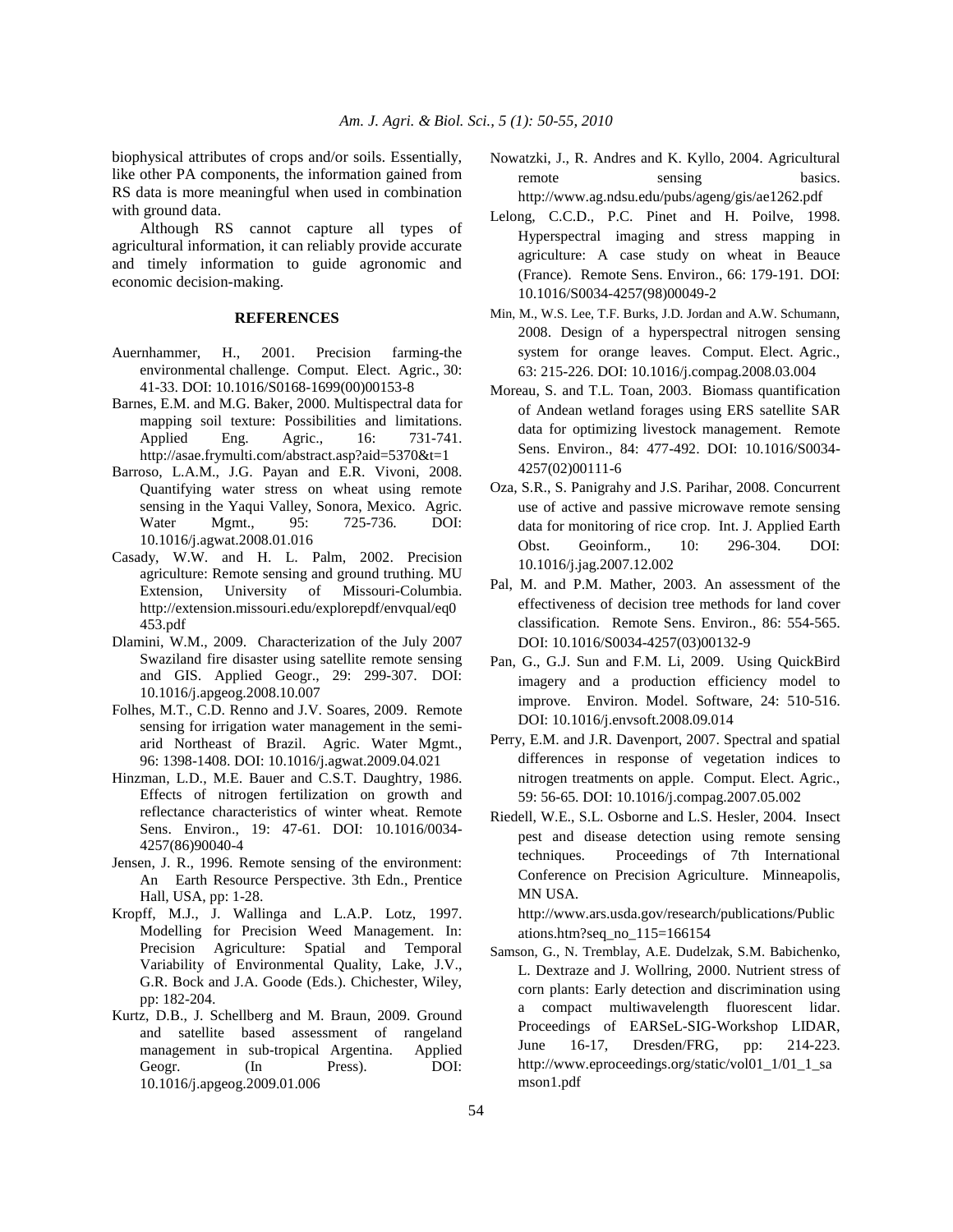biophysical attributes of crops and/or soils. Essentially, like other PA components, the information gained from RS data is more meaningful when used in combination with ground data.

Although RS cannot capture all types of agricultural information, it can reliably provide accurate and timely information to guide agronomic and economic decision-making.

## REFERENCES

Auernhammer, H., 2001. Precision farming-the environmental challenge. Comput. Elect. Agric., 30: 41-33. DOI: 10.1016/S0168-1699(00)00153-8

Barnes, E.M. and M.G. Baker, 2000. Multispectral data for mapping soil texture: Possibilities and limitations. Applied Eng. Agric., 16: 731-741. http://asae.frymulti.com/abstract.asp?aid=5370&t=1

Barroso, L.A.M., J.G. Payan and E.R. Vivoni, 2008. Quantifying water stress on wheat using remote sensing in the Yaqui Valley, Sonora, Mexico. Agric. Water Mgmt., 95: 725-736. DOI: 10.1016/j.agwat.2008.01.016

Casady, W.W. and H. L. Palm, 2002. Precision agriculture: Remote sensing and ground truthing. MU Extension, University of Missouri-Columbia. http://extension.missouri.edu/explorepdf/envqual/eq0453.pdf

Dlamini, W.M., 2009. Characterization of the July 2007 Swaziland fire disaster using satellite remote sensing and GIS. Applied Geogr., 29: 299-307. DOI: 10.1016/j.apgeog.2008.10.007

Folhes, M.T., C.D. Renno and J.V. Soares, 2009. Remote sensing for irrigation water management in the semi-arid Northeast of Brazil. Agric. Water Mgmt., 96: 1398-1408. DOI: 10.1016/j.agwat.2009.04.021

Hinzman, L.D., M.E. Bauer and C.S.T. Daughtry, 1986. Effects of nitrogen fertilization on growth and reflectance characteristics of winter wheat. Remote Sens. Environ., 19: 47-61. DOI: 10.1016/0034-4257(86)90040-4

Jensen, J. R., 1996. Remote sensing of the environment: An Earth Resource Perspective. 3th Edn., Prentice Hall, USA, pp: 1-28.

Kropff, M.J., J. Wallinga and L.A.P. Lotz, 1997. Modelling for Precision Weed Management. In: Precision Agriculture: Spatial and Temporal Variability of Environmental Quality, Lake, J.V., G.R. Bock and J.A. Goode (Eds.). Chichester, Wiley, pp: 182-204.

Kurtz, D.B., J. Schellberg and M. Braun, 2009. Ground and satellite based assessment of rangeland management in sub-tropical Argentina. Applied Geogr. (In Press). DOI: 10.1016/j.apgeog.2009.01.006

Nowatzki, J., R. Andres and K. Kyllo, 2004. Agricultural remote sensing basics. http://www.ag.ndsu.edu/pubs/ageng/gis/ae1262.pdf

Lelong, C.C.D., P.C. Pinet and H. Poilve, 1998. Hyperspectral imaging and stress mapping in agriculture: A case study on wheat in Beauce (France). Remote Sens. Environ., 66: 179-191. DOI: 10.1016/S0034-4257(98)00049-2

Min, M., W.S. Lee, T.F. Burks, J.D. Jordan and A.W. Schumann, 2008. Design of a hyperspectral nitrogen sensing system for orange leaves. Comput. Elect. Agric., 63: 215-226. DOI: 10.1016/j.compag.2008.03.004

Moreau, S. and T.L. Toan, 2003. Biomass quantification of Andean wetland forages using ERS satellite SAR data for optimizing livestock management. Remote Sens. Environ., 84: 477-492. DOI: 10.1016/S0034-4257(02)00111-6

Oza, S.R., S. Panigrahy and J.S. Parihar, 2008. Concurrent use of active and passive microwave remote sensing data for monitoring of rice crop. Int. J. Applied Earth Obst. Geoinform., 10: 296-304. DOI: 10.1016/j.jag.2007.12.002

Pal, M. and P.M. Mather, 2003. An assessment of the effectiveness of decision tree methods for land cover classification. Remote Sens. Environ., 86: 554-565. DOI: 10.1016/S0034-4257(03)00132-9

Pan, G., G.J. Sun and F.M. Li, 2009. Using QuickBird imagery and a production efficiency model to improve. Environ. Model. Software, 24: 510-516. DOI: 10.1016/j.envsoft.2008.09.014

Perry, E.M. and J.R. Davenport, 2007. Spectral and spatial differences in response of vegetation indices to nitrogen treatments on apple. Comput. Elect. Agric., 59: 56-65. DOI: 10.1016/j.compag.2007.05.002

Riedell, W.E., S.L. Osborne and L.S. Hesler, 2004. Insect pest and disease detection using remote sensing techniques. Proceedings of 7th International Conference on Precision Agriculture. Minneapolis, MN USA. http://www.ars.usda.gov/research/publications/Publications.htm?seq_no_115=166154

Samson, G., N. Tremblay, A.E. Dudelzak, S.M. Babichenko, L. Dextraze and J. Wollring, 2000. Nutrient stress of corn plants: Early detection and discrimination using a compact multiwavelength fluorescent lidar. Proceedings of EARSeL-SIG-Workshop LIDAR, June 16-17, Dresden/FRG, pp: 214-223. http://www.eproceedings.org/static/vol01_1/01_1_samson1.pdf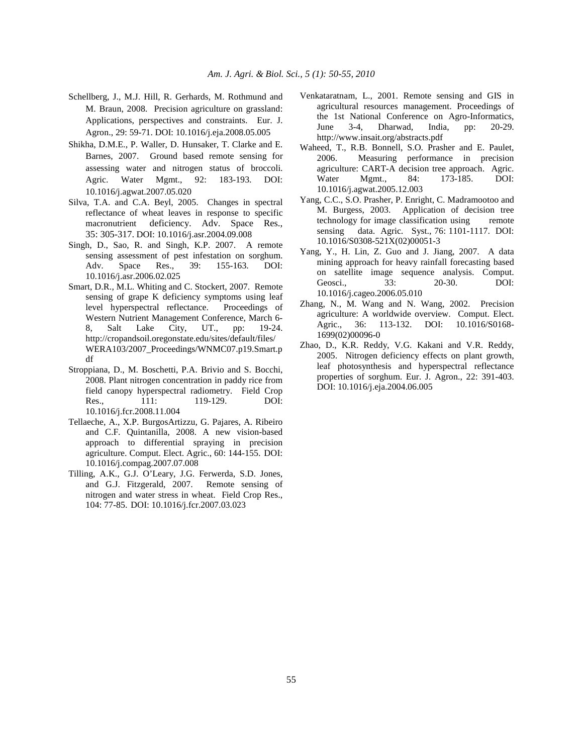Schellberg, J., M.J. Hill, R. Gerhards, M. Rothmund and M. Braun, 2008. Precision agriculture on grassland: Applications, perspectives and constraints. Eur. J. Agron., 29: 59-71. DOI: 10.1016/j.eja.2008.05.005

Shikha, D.M.E., P. Waller, D. Hunsaker, T. Clarke and E. Barnes, 2007. Ground based remote sensing for assessing water and nitrogen status of broccoli. Agric. Water Mgmt., 92: 183-193. DOI: 10.1016/j.agwat.2007.05.020

Silva, T.A. and C.A. Beyl, 2005. Changes in spectral reflectance of wheat leaves in response to specific macronutrient deficiency. Adv. Space Res., 35: 305-317. DOI: 10.1016/j.asr.2004.09.008

Singh, D., Sao, R. and Singh, K.P. 2007. A remote sensing assessment of pest infestation on sorghum. Adv. Space Res., 39: 155-163. DOI: 10.1016/j.asr.2006.02.025

Smart, D.R., M.L. Whiting and C. Stockert, 2007. Remote sensing of grape K deficiency symptoms using leaf level hyperspectral reflectance. Proceedings of Western Nutrient Management Conference, March 6-8, Salt Lake City, UT., pp: 19-24. http://cropandsoil.oregonstate.edu/sites/default/files/WERA103/2007_Proceedings/WNMC07.p19.Smart.pdf

Stroppiana, D., M. Boschetti, P.A. Brivio and S. Bocchi, 2008. Plant nitrogen concentration in paddy rice from field canopy hyperspectral radiometry. Field Crop Res., 111: 119-129. DOI: 10.1016/j.fcr.2008.11.004

Tellaeche, A., X.P. BurgosArtizzu, G. Pajares, A. Ribeiro and C.F. Quintanilla, 2008. A new vision-based approach to differential spraying in precision agriculture. Comput. Elect. Agric., 60: 144-155. DOI: 10.1016/j.compag.2007.07.008

Tilling, A.K., G.J. O'Leary, J.G. Ferwerda, S.D. Jones, and G.J. Fitzgerald, 2007. Remote sensing of nitrogen and water stress in wheat. Field Crop Res., 104: 77-85. DOI: 10.1016/j.fcr.2007.03.023

Venkataratnam, L., 2001. Remote sensing and GIS in agricultural resources management. Proceedings of the 1st National Conference on Agro-Informatics, June 3-4, Dharwad, India, pp: 20-29. http://www.insait.org/abstracts.pdf

Waheed, T., R.B. Bonnell, S.O. Prasher and E. Paulet, 2006. Measuring performance in precision agriculture: CART-A decision tree approach. Agric. Water Mgmt., 84: 173-185. DOI: 10.1016/j.agwat.2005.12.003

Yang, C.C., S.O. Prasher, P. Enright, C. Madramootoo and M. Burgess, 2003. Application of decision tree technology for image classification using remote sensing data. Agric. Syst., 76: 1101-1117. DOI: 10.1016/S0308-521X(02)00051-3

Yang, Y., H. Lin, Z. Guo and J. Jiang, 2007. A data mining approach for heavy rainfall forecasting based on satellite image sequence analysis. Comput. Geosci., 33: 20-30. DOI: 10.1016/j.cageo.2006.05.010

Zhang, N., M. Wang and N. Wang, 2002. Precision agriculture: A worldwide overview. Comput. Elect. Agric., 36: 113-132. DOI: 10.1016/S0168-1699(02)00096-0

Zhao, D., K.R. Reddy, V.G. Kakani and V.R. Reddy, 2005. Nitrogen deficiency effects on plant growth, leaf photosynthesis and hyperspectral reflectance properties of sorghum. Eur. J. Agron., 22: 391-403. DOI: 10.1016/j.eja.2004.06.005